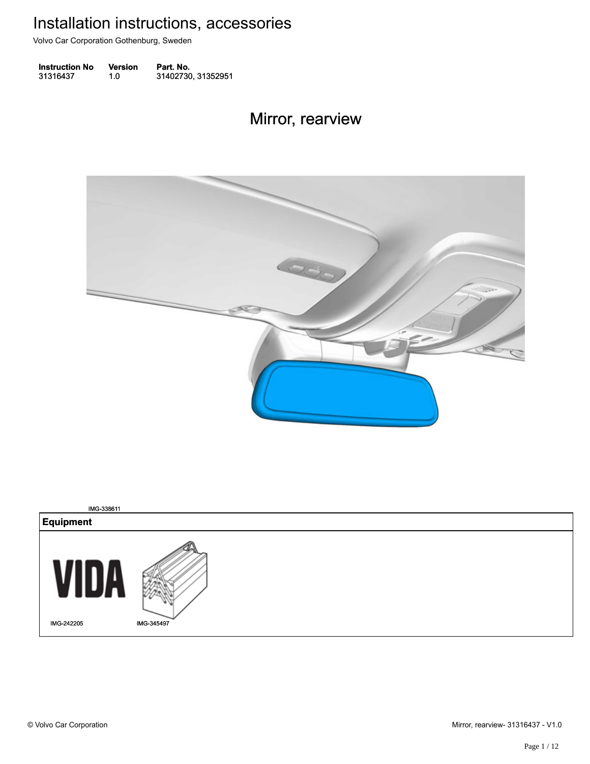# Installation instructions, accessories

Volvo Car Corporation Gothenburg, Sweden

| Instruction No | Version | Part. No. |
|---|---|---|
| 31316437 | 1.0 | 31402730, 31352951 |

## Mirror, rearview

IMG-338611

| Equipment |
|---|
| IMG-242205 IMG-345497 |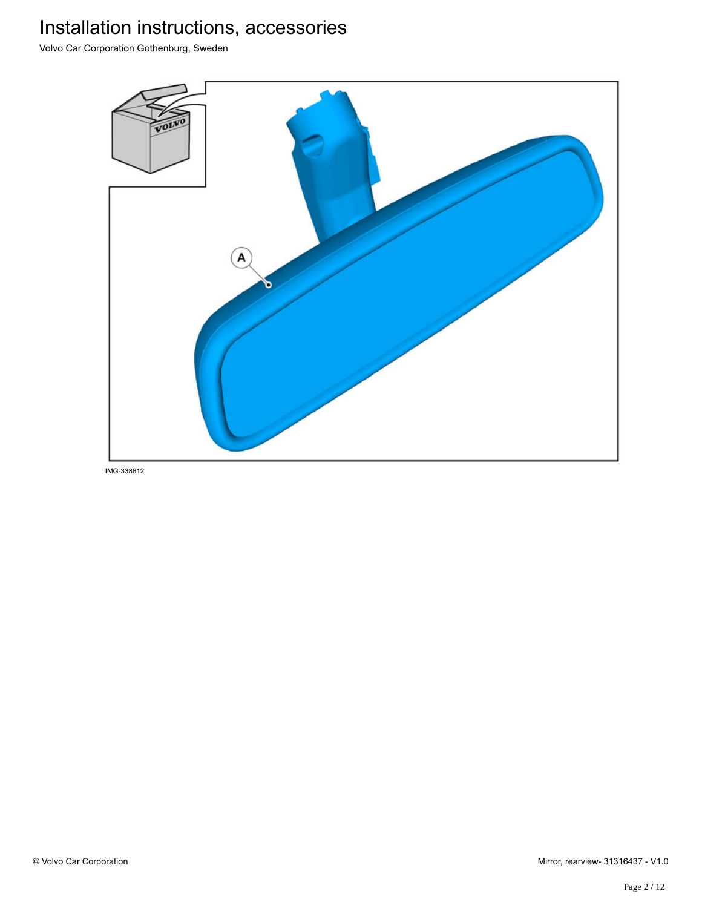IMG-338612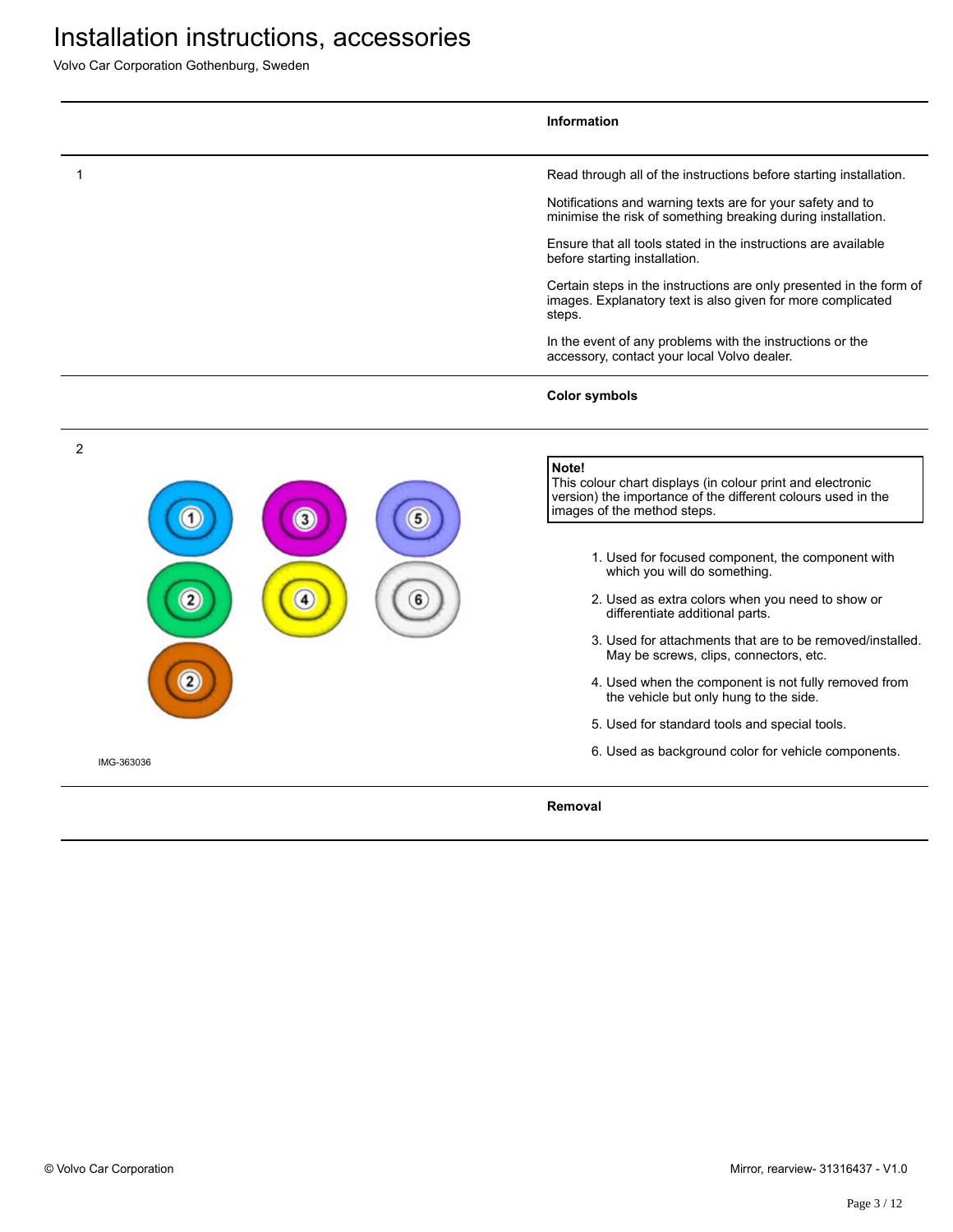# Installation instructions, accessories

Volvo Car Corporation Gothenburg, Sweden

## Information

1

Read through all of the instructions before starting installation.

Notifications and warning texts are for your safety and to minimise the risk of something breaking during installation.

Ensure that all tools stated in the instructions are available before starting installation.

Certain steps in the instructions are only presented in the form of images. Explanatory text is also given for more complicated steps.

In the event of any problems with the instructions or the accessory, contact your local Volvo dealer.

## Color symbols

2

IMG-363036

**Note!**
This colour chart displays (in colour print and electronic version) the importance of the different colours used in the images of the method steps.

1. Used for focused component, the component with which you will do something.
2. Used as extra colors when you need to show or differentiate additional parts.
3. Used for attachments that are to be removed/installed. May be screws, clips, connectors, etc.
4. Used when the component is not fully removed from the vehicle but only hung to the side.
5. Used for standard tools and special tools.
6. Used as background color for vehicle components.

## Removal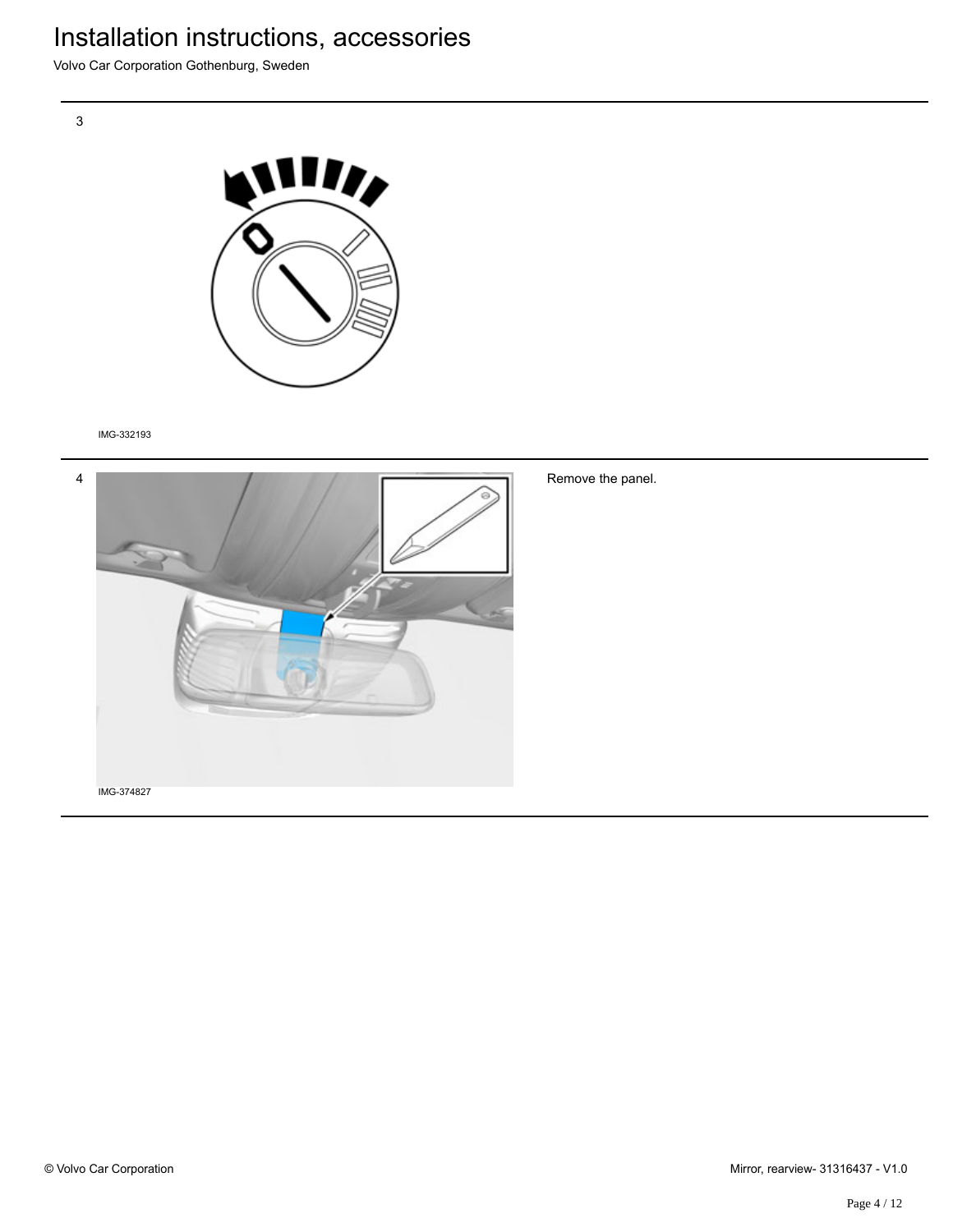3

IMG-332193

4

IMG-374827

Remove the panel.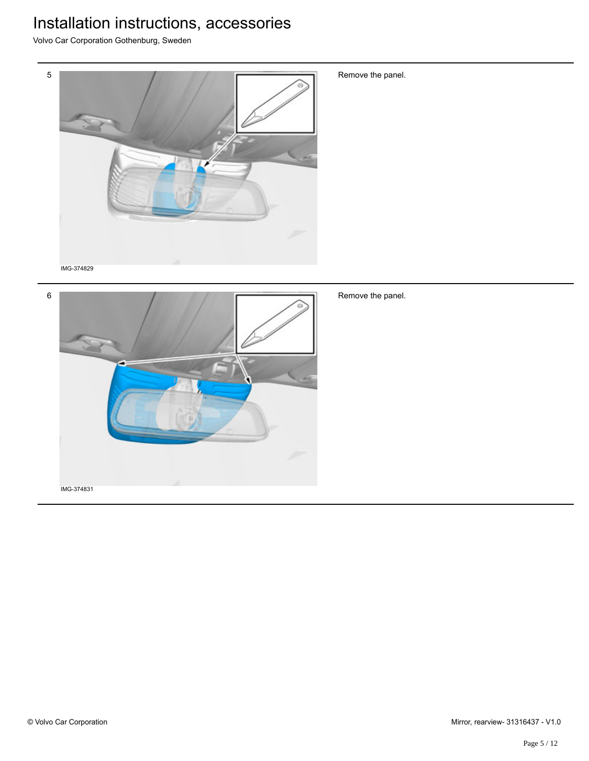5

IMG-374829

Remove the panel.

6

IMG-374831

Remove the panel.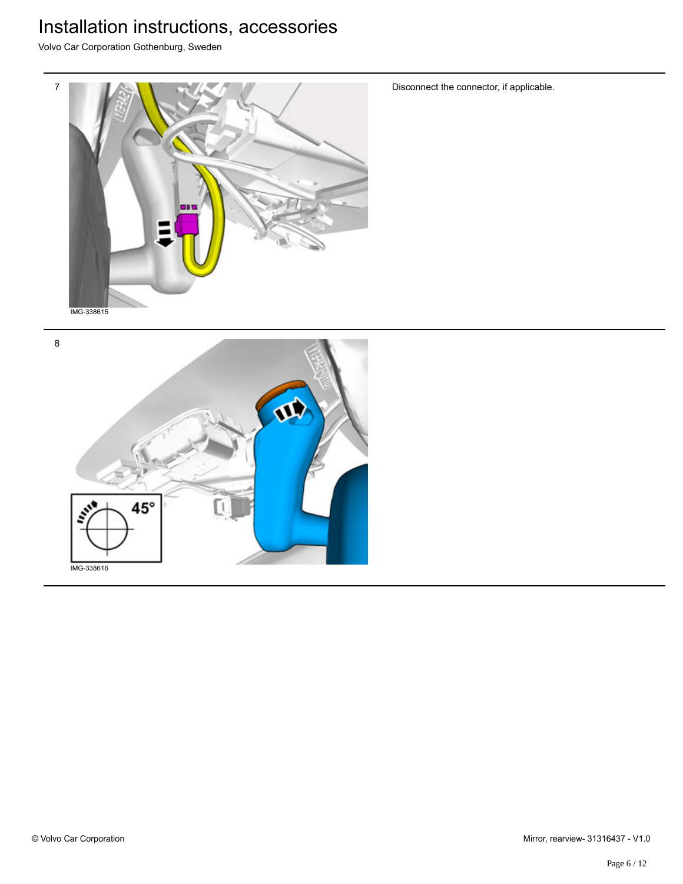7

IMG-338615

Disconnect the connector, if applicable.

8

45°

IMG-338616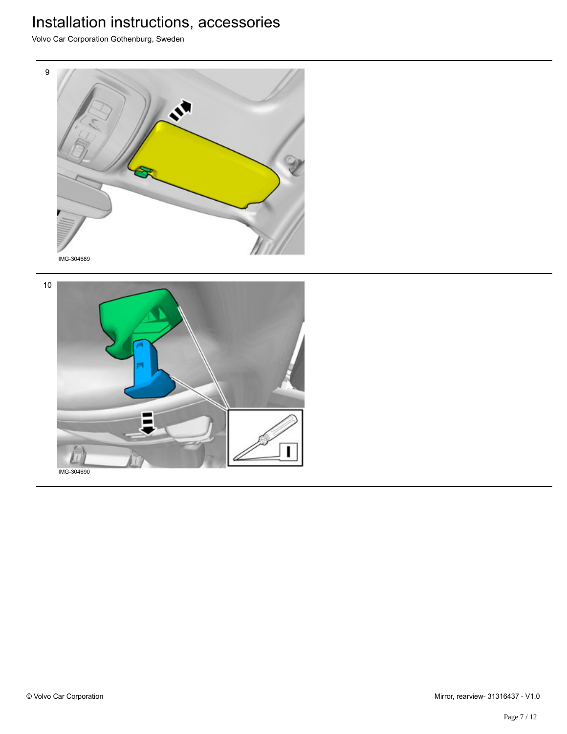9

IMG-304689

10

IMG-304690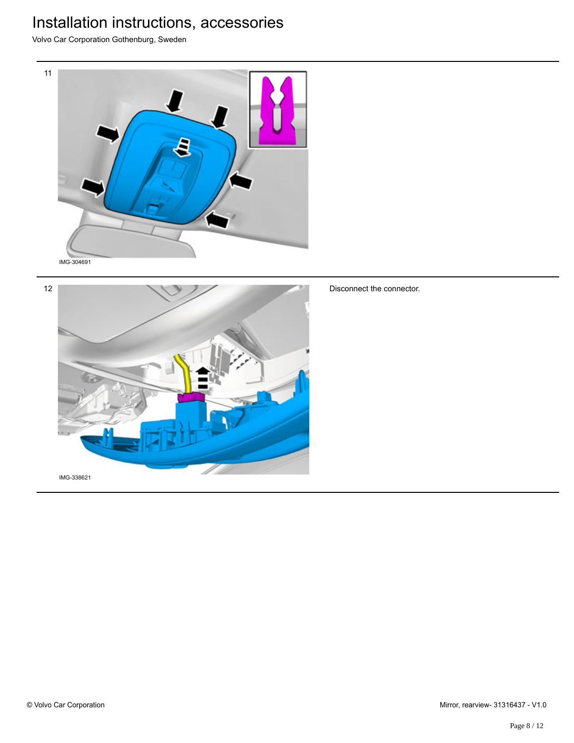11

IMG-304691

12

IMG-338621

Disconnect the connector.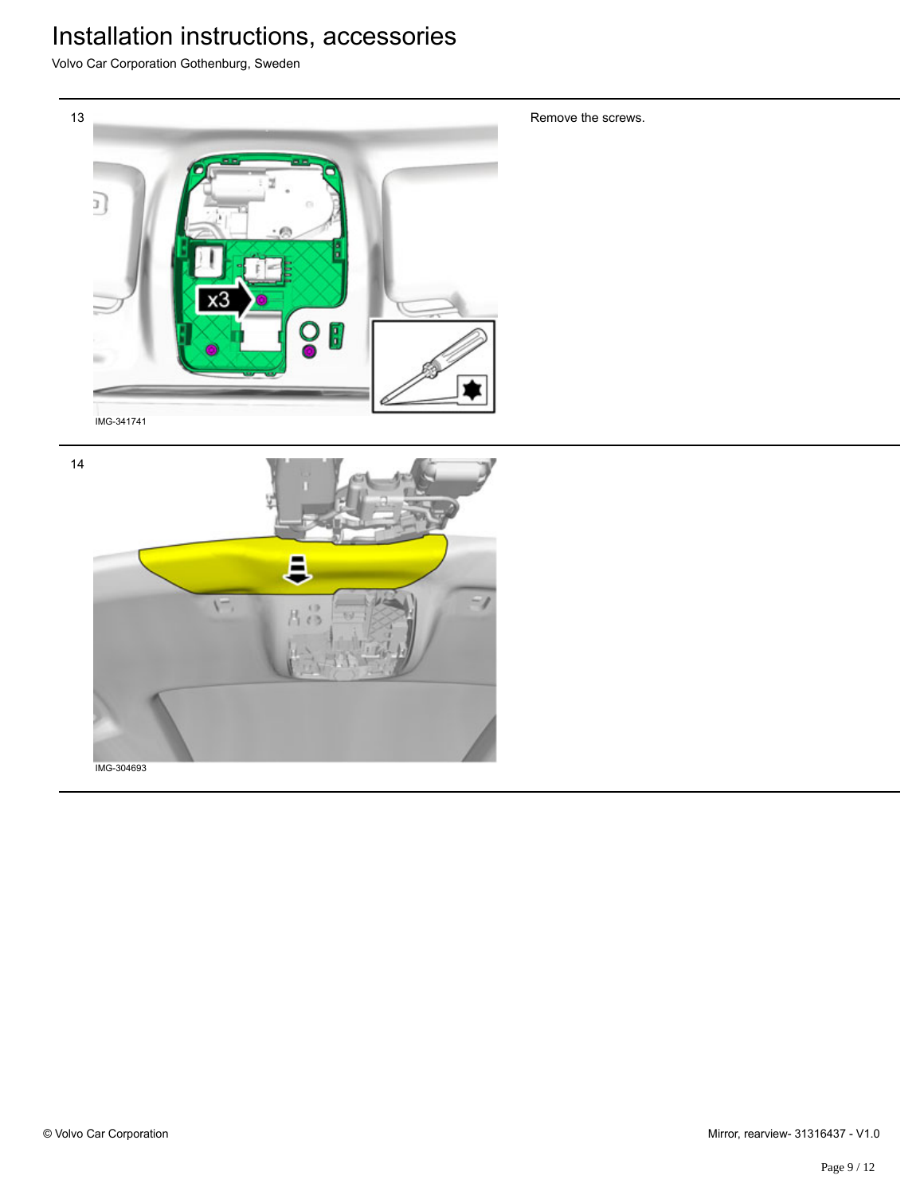13

IMG-341741

Remove the screws.

14

IMG-304693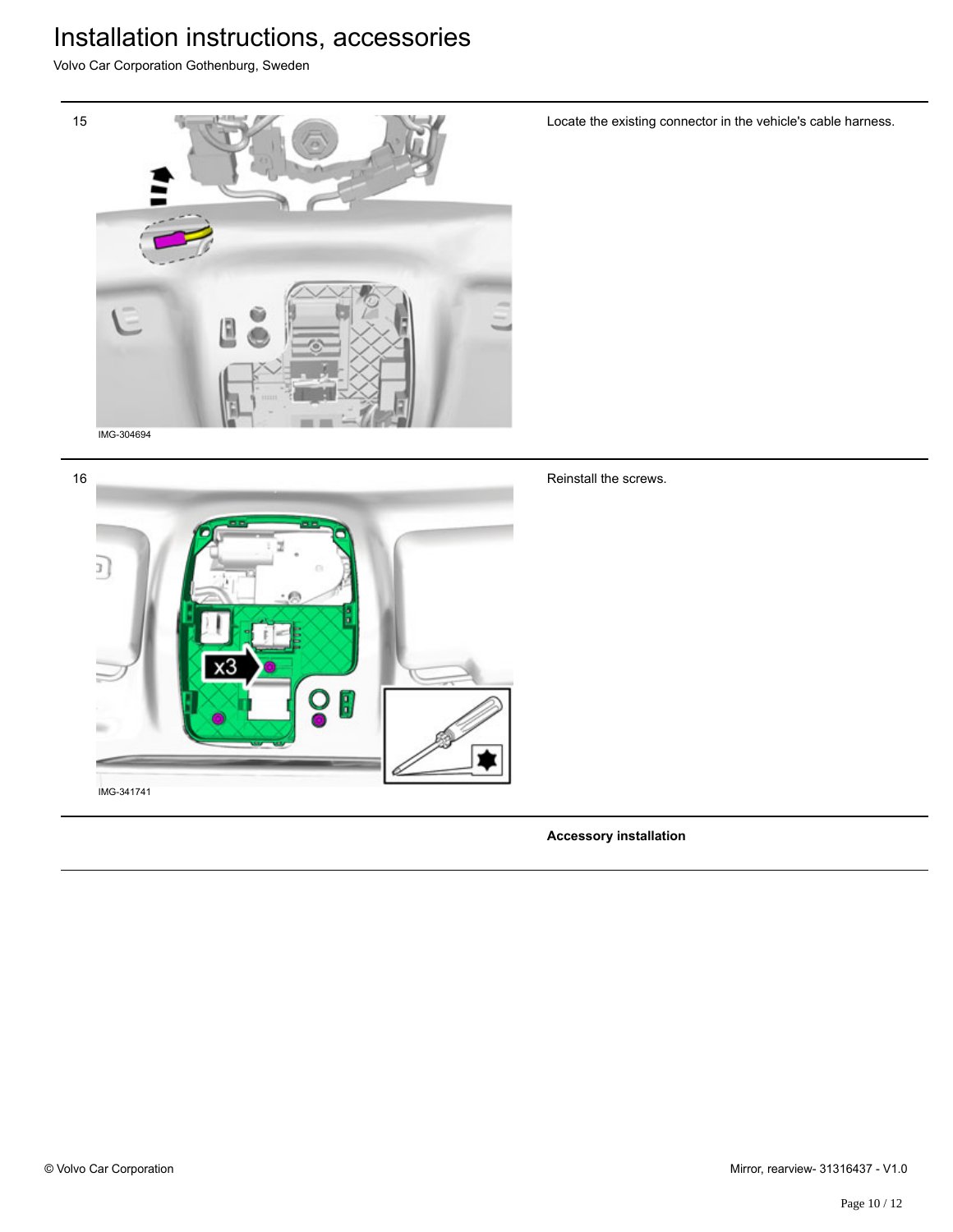15

IMG-304694

Locate the existing connector in the vehicle's cable harness.

16

IMG-341741

Reinstall the screws.

**Accessory installation**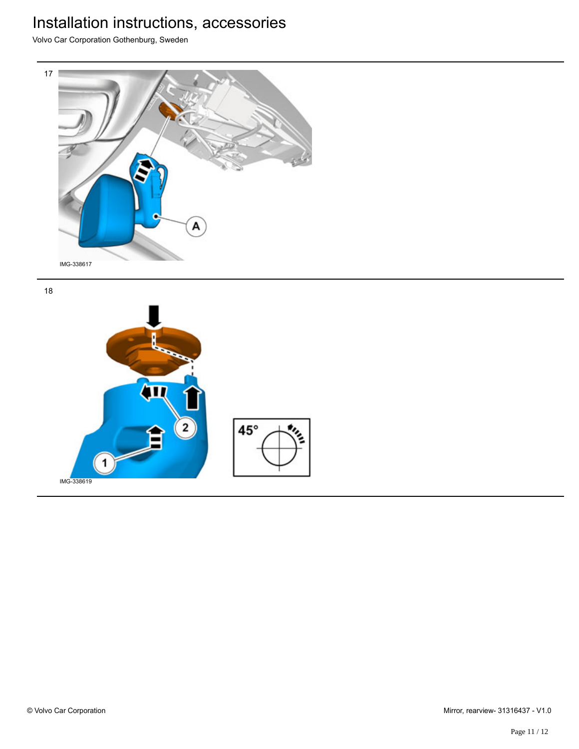17

IMG-338617

18

IMG-338619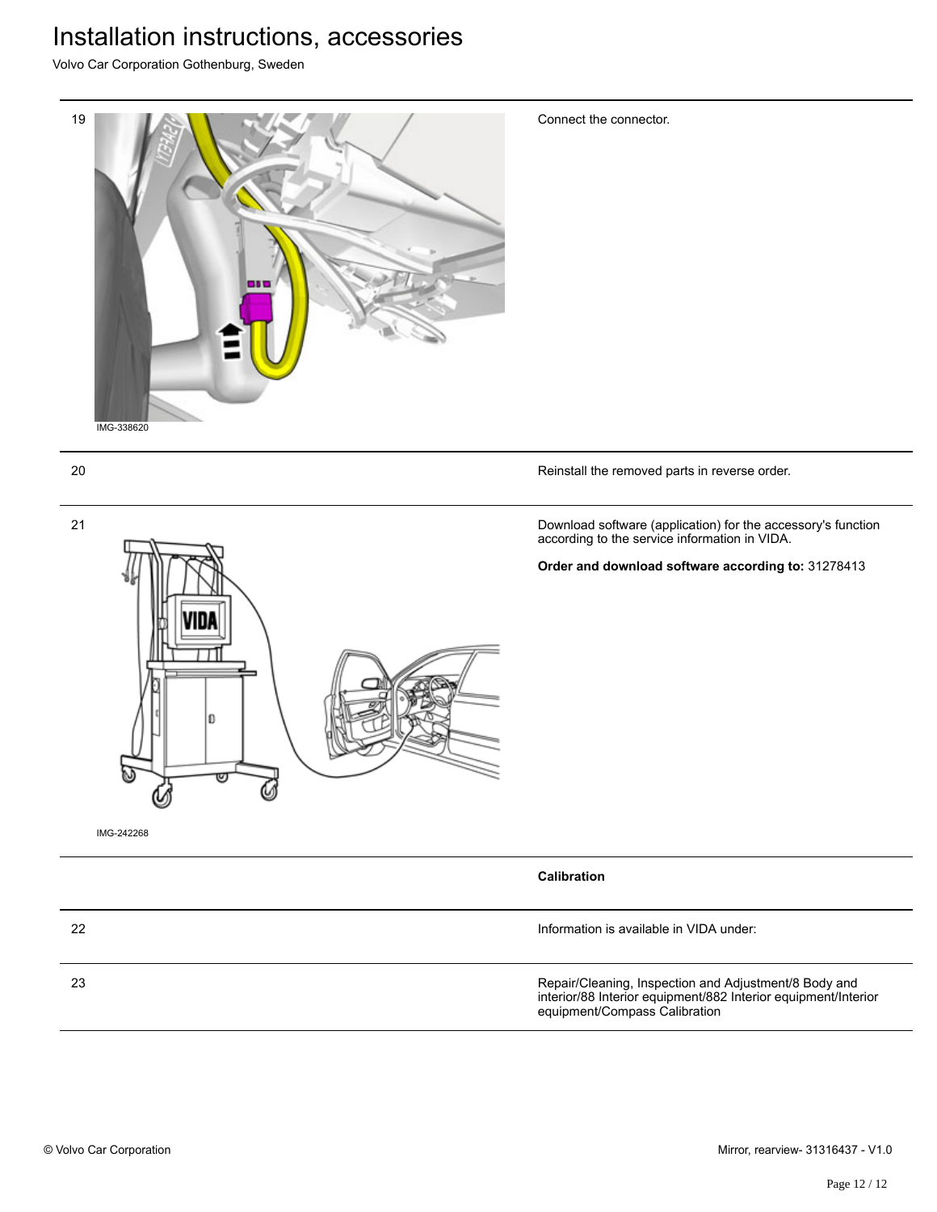| | | |
|---|---|---|
| 19 | IMG-338620 | Connect the connector. |
| 20 | | Reinstall the removed parts in reverse order. |
| 21 | IMG-242268 | Download software (application) for the accessory's function according to the service information in VIDA.<br><br>**Order and download software according to:** 31278413 |
| | | **Calibration** |
| 22 | | Information is available in VIDA under: |
| 23 | | Repair/Cleaning, Inspection and Adjustment/8 Body and interior/88 Interior equipment/882 Interior equipment/Interior equipment/Compass Calibration |